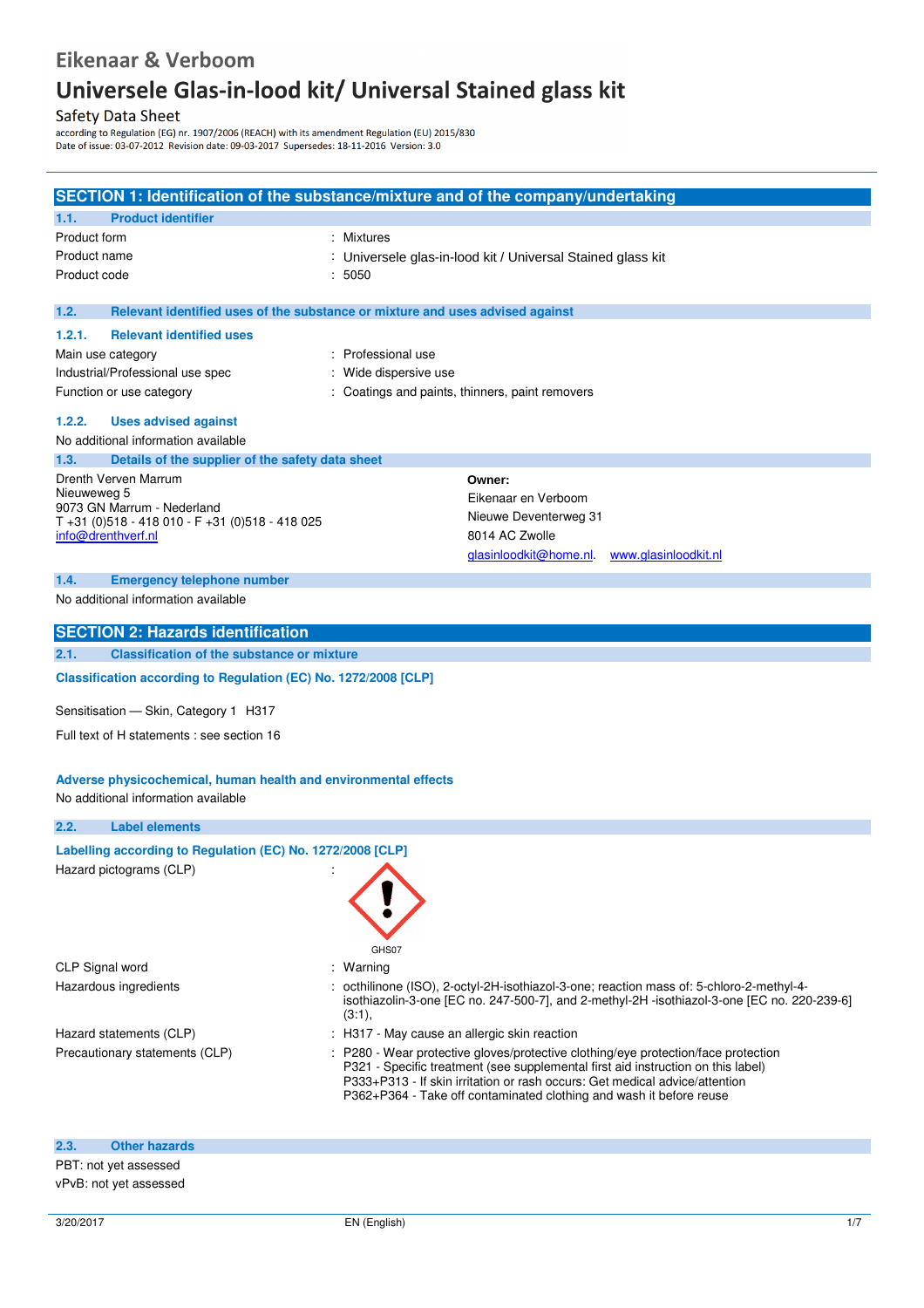# Eikenaar & Verboom

## Universele Glas-in-lood kit/ Universal Stained glass kit

Safety Data Sheet

according to Regulation (EG) nr. 1907/2006 (REACH) with its amendment Regulation (EU) 2015/830

Date of issue: 03-07-2012 Revision date: 09-03-2017 Supersedes: 18-11-2016 Version: 3.0

## SECTION 1: Identification of the substance/mixture and of the company/undertaking

### 1.1. Product identifier

| | |
|---|---|
| Product form | : Mixtures |
| Product name | : Universele glas-in-lood kit / Universal Stained glass kit |
| Product code | : 5050 |

### 1.2. Relevant identified uses of the substance or mixture and uses advised against

#### 1.2.1. Relevant identified uses

| | |
|---|---|
| Main use category | : Professional use |
| Industrial/Professional use spec | : Wide dispersive use |
| Function or use category | : Coatings and paints, thinners, paint removers |

#### 1.2.2. Uses advised against

No additional information available

### 1.3. Details of the supplier of the safety data sheet

Drenth Verven Marrum
Nieuweweg 5
9073 GN Marrum - Nederland
T +31 (0)518 - 418 010 - F +31 (0)518 - 418 025
info@drenthverf.nl

**Owner:**
Eikenaar en Verboom
Nieuwe Deventerweg 31
8014 AC Zwolle
glasinloodkit@home.nl. www.glasinloodkit.nl

### 1.4. Emergency telephone number

No additional information available

## SECTION 2: Hazards identification

### 2.1. Classification of the substance or mixture

**Classification according to Regulation (EC) No. 1272/2008 [CLP]**

Sensitisation — Skin, Category 1 H317

Full text of H statements : see section 16

**Adverse physicochemical, human health and environmental effects**

No additional information available

### 2.2. Label elements

**Labelling according to Regulation (EC) No. 1272/2008 [CLP]**

| | |
|---|---|
| Hazard pictograms (CLP) | : GHS07 |
| CLP Signal word | : Warning |
| Hazardous ingredients | : octhilinone (ISO), 2-octyl-2H-isothiazol-3-one; reaction mass of: 5-chloro-2-methyl-4-isothiazolin-3-one [EC no. 247-500-7], and 2-methyl-2H -isothiazol-3-one [EC no. 220-239-6] (3:1), |
| Hazard statements (CLP) | : H317 - May cause an allergic skin reaction |
| Precautionary statements (CLP) | : P280 - Wear protective gloves/protective clothing/eye protection/face protection<br>P321 - Specific treatment (see supplemental first aid instruction on this label)<br>P333+P313 - If skin irritation or rash occurs: Get medical advice/attention<br>P362+P364 - Take off contaminated clothing and wash it before reuse |

### 2.3. Other hazards

PBT: not yet assessed

vPvB: not yet assessed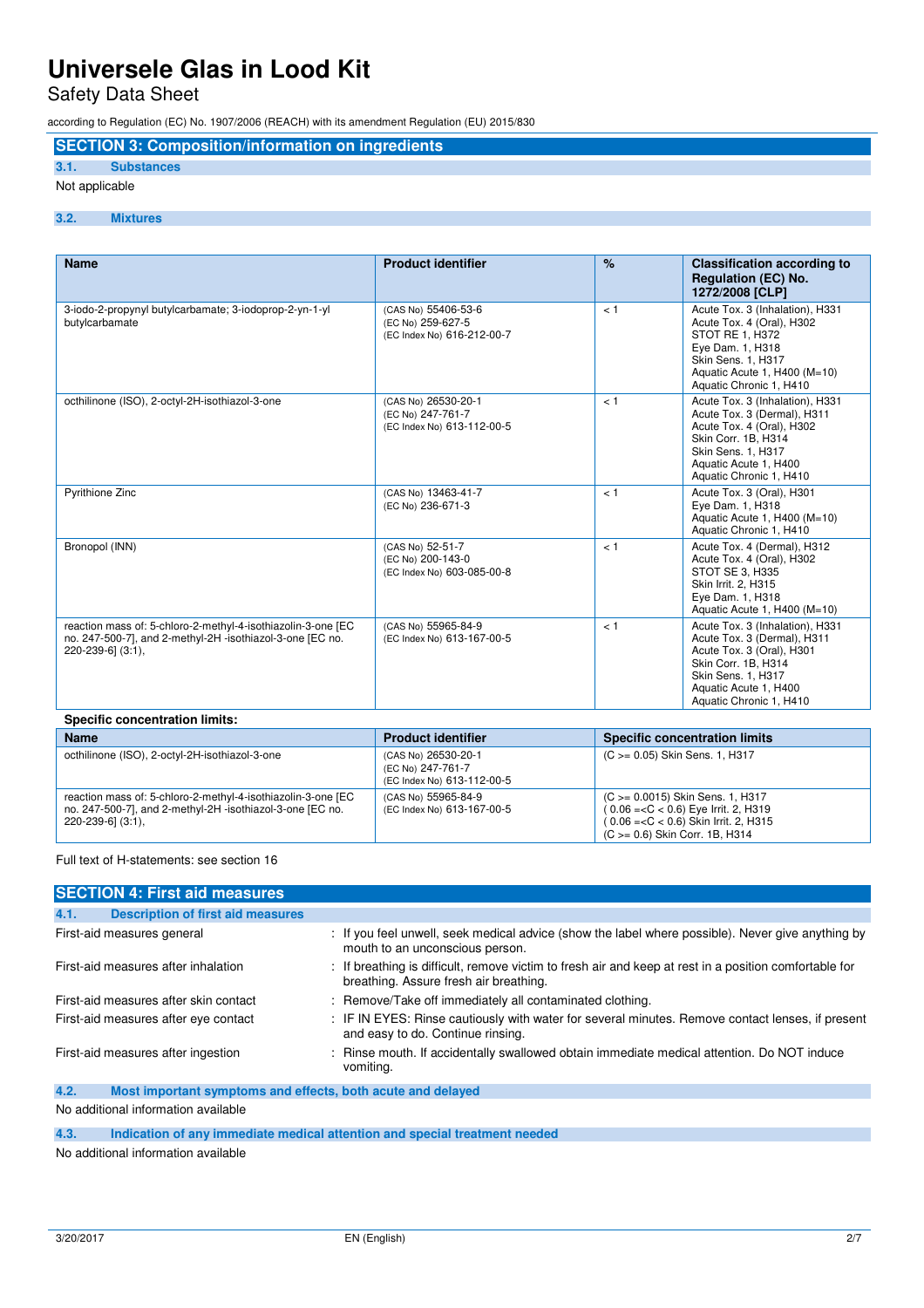# SECTION 3: Composition/information on ingredients

## 3.1. Substances

Not applicable

## 3.2. Mixtures

| Name | Product identifier | % | Classification according to Regulation (EC) No. 1272/2008 [CLP] |
|---|---|---|---|
| 3-iodo-2-propynyl butylcarbamate; 3-iodoprop-2-yn-1-yl butylcarbamate | (CAS No) 55406-53-6<br>(EC No) 259-627-5<br>(EC Index No) 616-212-00-7 | < 1 | Acute Tox. 3 (Inhalation), H331<br>Acute Tox. 4 (Oral), H302<br>STOT RE 1, H372<br>Eye Dam. 1, H318<br>Skin Sens. 1, H317<br>Aquatic Acute 1, H400 (M=10)<br>Aquatic Chronic 1, H410 |
| octhilinone (ISO), 2-octyl-2H-isothiazol-3-one | (CAS No) 26530-20-1<br>(EC No) 247-761-7<br>(EC Index No) 613-112-00-5 | < 1 | Acute Tox. 3 (Inhalation), H331<br>Acute Tox. 3 (Dermal), H311<br>Acute Tox. 4 (Oral), H302<br>Skin Corr. 1B, H314<br>Skin Sens. 1, H317<br>Aquatic Acute 1, H400<br>Aquatic Chronic 1, H410 |
| Pyrithione Zinc | (CAS No) 13463-41-7<br>(EC No) 236-671-3 | < 1 | Acute Tox. 3 (Oral), H301<br>Eye Dam. 1, H318<br>Aquatic Acute 1, H400 (M=10)<br>Aquatic Chronic 1, H410 |
| Bronopol (INN) | (CAS No) 52-51-7<br>(EC No) 200-143-0<br>(EC Index No) 603-085-00-8 | < 1 | Acute Tox. 4 (Dermal), H312<br>Acute Tox. 4 (Oral), H302<br>STOT SE 3, H335<br>Skin Irrit. 2, H315<br>Eye Dam. 1, H318<br>Aquatic Acute 1, H400 (M=10) |
| reaction mass of: 5-chloro-2-methyl-4-isothiazolin-3-one [EC no. 247-500-7], and 2-methyl-2H -isothiazol-3-one [EC no. 220-239-6] (3:1), | (CAS No) 55965-84-9<br>(EC Index No) 613-167-00-5 | < 1 | Acute Tox. 3 (Inhalation), H331<br>Acute Tox. 3 (Dermal), H311<br>Acute Tox. 3 (Oral), H301<br>Skin Corr. 1B, H314<br>Skin Sens. 1, H317<br>Aquatic Acute 1, H400<br>Aquatic Chronic 1, H410 |

**Specific concentration limits:**

| Name | Product identifier | Specific concentration limits |
|---|---|---|
| octhilinone (ISO), 2-octyl-2H-isothiazol-3-one | (CAS No) 26530-20-1<br>(EC No) 247-761-7<br>(EC Index No) 613-112-00-5 | (C >= 0.05) Skin Sens. 1, H317 |
| reaction mass of: 5-chloro-2-methyl-4-isothiazolin-3-one [EC no. 247-500-7], and 2-methyl-2H -isothiazol-3-one [EC no. 220-239-6] (3:1), | (CAS No) 55965-84-9<br>(EC Index No) 613-167-00-5 | (C >= 0.0015) Skin Sens. 1, H317<br>( 0.06 =<C < 0.6) Eye Irrit. 2, H319<br>( 0.06 =<C < 0.6) Skin Irrit. 2, H315<br>(C >= 0.6) Skin Corr. 1B, H314 |

Full text of H-statements: see section 16

# SECTION 4: First aid measures

## 4.1. Description of first aid measures

First-aid measures general : If you feel unwell, seek medical advice (show the label where possible). Never give anything by mouth to an unconscious person.

First-aid measures after inhalation : If breathing is difficult, remove victim to fresh air and keep at rest in a position comfortable for breathing. Assure fresh air breathing.

First-aid measures after skin contact : Remove/Take off immediately all contaminated clothing.

First-aid measures after eye contact : IF IN EYES: Rinse cautiously with water for several minutes. Remove contact lenses, if present and easy to do. Continue rinsing.

First-aid measures after ingestion : Rinse mouth. If accidentally swallowed obtain immediate medical attention. Do NOT induce vomiting.

## 4.2. Most important symptoms and effects, both acute and delayed

No additional information available

## 4.3. Indication of any immediate medical attention and special treatment needed

No additional information available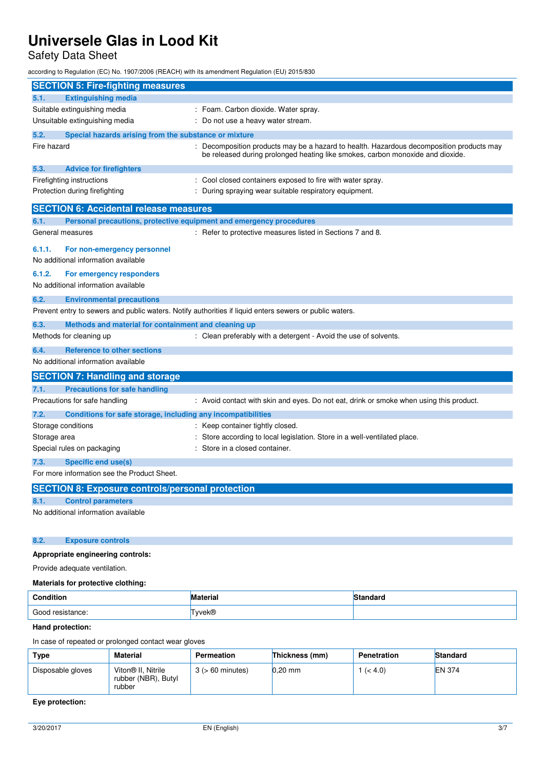## SECTION 5: Fire-fighting measures

### 5.1. Extinguishing media

Suitable extinguishing media : Foam. Carbon dioxide. Water spray.

Unsuitable extinguishing media : Do not use a heavy water stream.

### 5.2. Special hazards arising from the substance or mixture

Fire hazard : Decomposition products may be a hazard to health. Hazardous decomposition products may be released during prolonged heating like smokes, carbon monoxide and dioxide.

### 5.3. Advice for firefighters

Firefighting instructions : Cool closed containers exposed to fire with water spray.

Protection during firefighting : During spraying wear suitable respiratory equipment.

## SECTION 6: Accidental release measures

### 6.1. Personal precautions, protective equipment and emergency procedures

General measures : Refer to protective measures listed in Sections 7 and 8.

#### 6.1.1. For non-emergency personnel

No additional information available

#### 6.1.2. For emergency responders

No additional information available

### 6.2. Environmental precautions

Prevent entry to sewers and public waters. Notify authorities if liquid enters sewers or public waters.

### 6.3. Methods and material for containment and cleaning up

Methods for cleaning up : Clean preferably with a detergent - Avoid the use of solvents.

### 6.4. Reference to other sections

No additional information available

## SECTION 7: Handling and storage

### 7.1. Precautions for safe handling

Precautions for safe handling : Avoid contact with skin and eyes. Do not eat, drink or smoke when using this product.

### 7.2. Conditions for safe storage, including any incompatibilities

Storage conditions : Keep container tightly closed.

Storage area : Store according to local legislation. Store in a well-ventilated place.

Special rules on packaging : Store in a closed container.

### 7.3. Specific end use(s)

For more information see the Product Sheet.

## SECTION 8: Exposure controls/personal protection

### 8.1. Control parameters

No additional information available

### 8.2. Exposure controls

**Appropriate engineering controls:**

Provide adequate ventilation.

**Materials for protective clothing:**

| Condition | Material | Standard |
|---|---|---|
| Good resistance: | Tyvek® | |

**Hand protection:**

In case of repeated or prolonged contact wear gloves

| Type | Material | Permeation | Thickness (mm) | Penetration | Standard |
|---|---|---|---|---|---|
| Disposable gloves | Viton® II, Nitrile rubber (NBR), Butyl rubber | 3 (> 60 minutes) | 0,20 mm | 1 (< 4.0) | EN 374 |

**Eye protection:**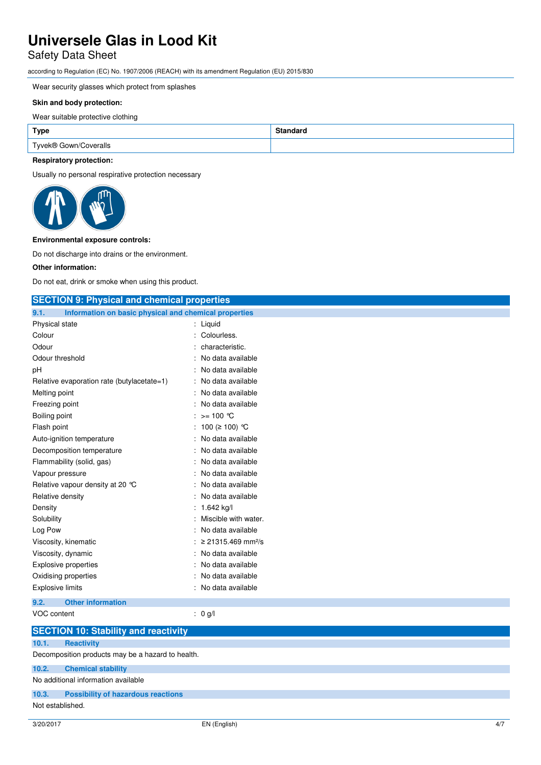Wear security glasses which protect from splashes

**Skin and body protection:**

Wear suitable protective clothing

| Type | Standard |
| --- | --- |
| Tyvek® Gown/Coveralls | |

**Respiratory protection:**

Usually no personal respiratory protection necessary

**Environmental exposure controls:**

Do not discharge into drains or the environment.

**Other information:**

Do not eat, drink or smoke when using this product.

## SECTION 9: Physical and chemical properties

### 9.1. Information on basic physical and chemical properties

| | |
| --- | --- |
| Physical state | : Liquid |
| Colour | : Colourless. |
| Odour | : characteristic. |
| Odour threshold | : No data available |
| pH | : No data available |
| Relative evaporation rate (butylacetate=1) | : No data available |
| Melting point | : No data available |
| Freezing point | : No data available |
| Boiling point | : >= 100 °C |
| Flash point | : 100 (≥ 100) °C |
| Auto-ignition temperature | : No data available |
| Decomposition temperature | : No data available |
| Flammability (solid, gas) | : No data available |
| Vapour pressure | : No data available |
| Relative vapour density at 20 °C | : No data available |
| Relative density | : No data available |
| Density | : 1.642 kg/l |
| Solubility | : Miscible with water. |
| Log Pow | : No data available |
| Viscosity, kinematic | : ≥ 21315.469 $mm^2/s$ |
| Viscosity, dynamic | : No data available |
| Explosive properties | : No data available |
| Oxidising properties | : No data available |
| Explosive limits | : No data available |

### 9.2. Other information

| | |
| --- | --- |
| VOC content | : 0 g/l |

## SECTION 10: Stability and reactivity

### 10.1. Reactivity

Decomposition products may be a hazard to health.

### 10.2. Chemical stability

No additional information available

### 10.3. Possibility of hazardous reactions

Not established.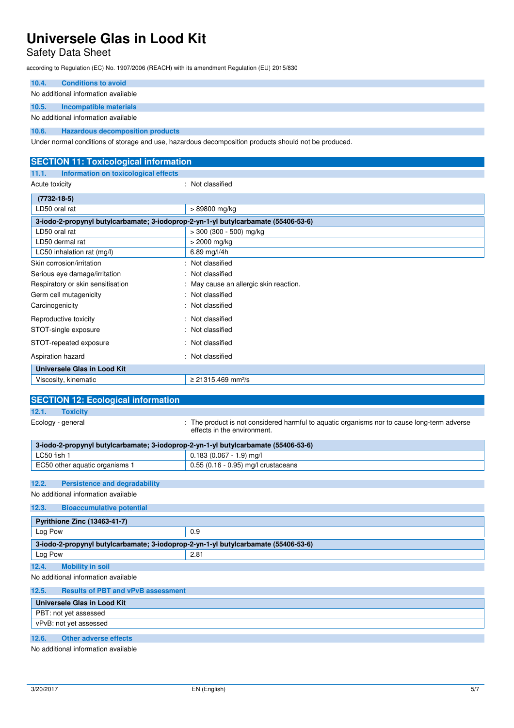### 10.4. Conditions to avoid

No additional information available

### 10.5. Incompatible materials

No additional information available

### 10.6. Hazardous decomposition products

Under normal conditions of storage and use, hazardous decomposition products should not be produced.

## SECTION 11: Toxicological information

### 11.1. Information on toxicological effects

Acute toxicity : Not classified

| (7732-18-5) | |
|---|---|
| LD50 oral rat | > 89800 mg/kg |

| 3-iodo-2-propynyl butylcarbamate; 3-iodoprop-2-yn-1-yl butylcarbamate (55406-53-6) | |
|---|---|
| LD50 oral rat | > 300 (300 - 500) mg/kg |
| LD50 dermal rat | > 2000 mg/kg |
| LC50 inhalation rat (mg/l) | 6.89 mg/l/4h |

| | |
|---|---|
| Skin corrosion/irritation | : Not classified |
| Serious eye damage/irritation | : Not classified |
| Respiratory or skin sensitisation | : May cause an allergic skin reaction. |
| Germ cell mutagenicity | : Not classified |
| Carcinogenicity | : Not classified |
| Reproductive toxicity | : Not classified |
| STOT-single exposure | : Not classified |
| STOT-repeated exposure | : Not classified |
| Aspiration hazard | : Not classified |

| Universele Glas in Lood Kit | |
|---|---|
| Viscosity, kinematic | ≥ 21315.469 $mm^2/s$ |

## SECTION 12: Ecological information

### 12.1. Toxicity

Ecology - general : The product is not considered harmful to aquatic organisms nor to cause long-term adverse effects in the environment.

| 3-iodo-2-propynyl butylcarbamate; 3-iodoprop-2-yn-1-yl butylcarbamate (55406-53-6) | |
|---|---|
| LC50 fish 1 | 0.183 (0.067 - 1.9) mg/l |
| EC50 other aquatic organisms 1 | 0.55 (0.16 - 0.95) mg/l crustaceans |

### 12.2. Persistence and degradability

No additional information available

### 12.3. Bioaccumulative potential

| Pyrithione Zinc (13463-41-7) | |
|---|---|
| Log Pow | 0.9 |

| 3-iodo-2-propynyl butylcarbamate; 3-iodoprop-2-yn-1-yl butylcarbamate (55406-53-6) | |
|---|---|
| Log Pow | 2.81 |

### 12.4. Mobility in soil

No additional information available

### 12.5. Results of PBT and vPvB assessment

| Universele Glas in Lood Kit |
|---|
| PBT: not yet assessed |
| vPvB: not yet assessed |

### 12.6. Other adverse effects

No additional information available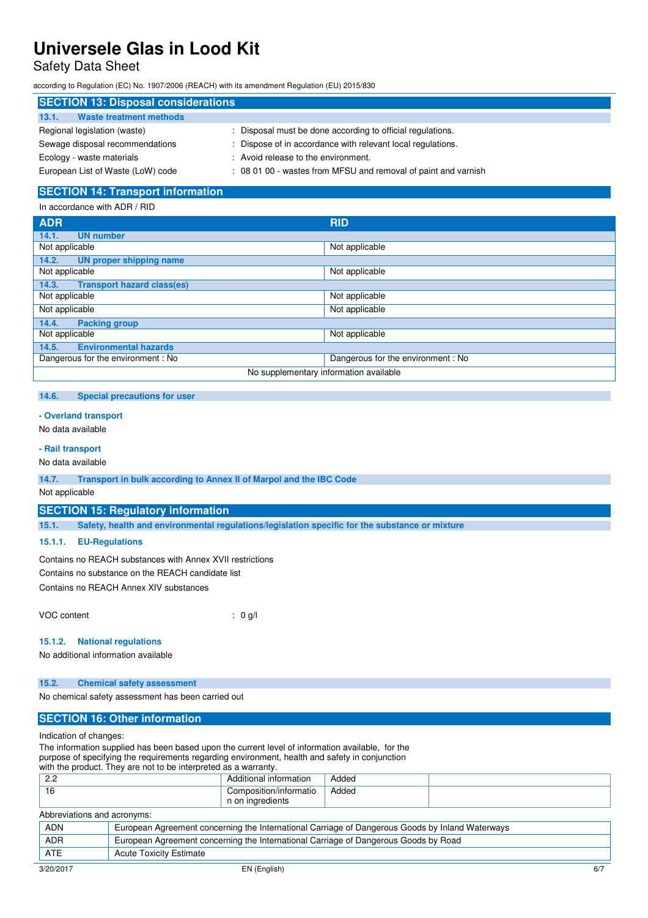## SECTION 13: Disposal considerations

### 13.1. Waste treatment methods

| | |
|---|---|
| Regional legislation (waste) | : Disposal must be done according to official regulations. |
| Sewage disposal recommendations | : Dispose of in accordance with relevant local regulations. |
| Ecology - waste materials | : Avoid release to the environment. |
| European List of Waste (LoW) code | : 08 01 00 - wastes from MFSU and removal of paint and varnish |

## SECTION 14: Transport information

In accordance with ADR / RID

| ADR | RID |
|---|---|
| **14.1. UN number** | |
| Not applicable | Not applicable |
| **14.2. UN proper shipping name** | |
| Not applicable | Not applicable |
| **14.3. Transport hazard class(es)** | |
| Not applicable | Not applicable |
| Not applicable | Not applicable |
| **14.4. Packing group** | |
| Not applicable | Not applicable |
| **14.5. Environmental hazards** | |
| Dangerous for the environment : No | Dangerous for the environment : No |
| No supplementary information available | |

### 14.6. Special precautions for user

**- Overland transport**

No data available

**- Rail transport**

No data available

### 14.7. Transport in bulk according to Annex II of Marpol and the IBC Code

Not applicable

## SECTION 15: Regulatory information

### 15.1. Safety, health and environmental regulations/legislation specific for the substance or mixture

#### 15.1.1. EU-Regulations

Contains no REACH substances with Annex XVII restrictions

Contains no substance on the REACH candidate list

Contains no REACH Annex XIV substances

VOC content : 0 g/l

#### 15.1.2. National regulations

No additional information available

### 15.2. Chemical safety assessment

No chemical safety assessment has been carried out

## SECTION 16: Other information

Indication of changes:

The information supplied has been based upon the current level of information available, for the purpose of specifying the requirements regarding environment, health and safety in conjunction with the product. They are not to be interpreted as a warranty.

| | | | |
|---|---|---|---|
| 2.2 | Additional information | Added | |
| 16 | Composition/information on ingredients | Added | |

Abbreviations and acronyms:

| | |
|---|---|
| ADN | European Agreement concerning the International Carriage of Dangerous Goods by Inland Waterways |
| ADR | European Agreement concerning the International Carriage of Dangerous Goods by Road |
| ATE | Acute Toxicity Estimate |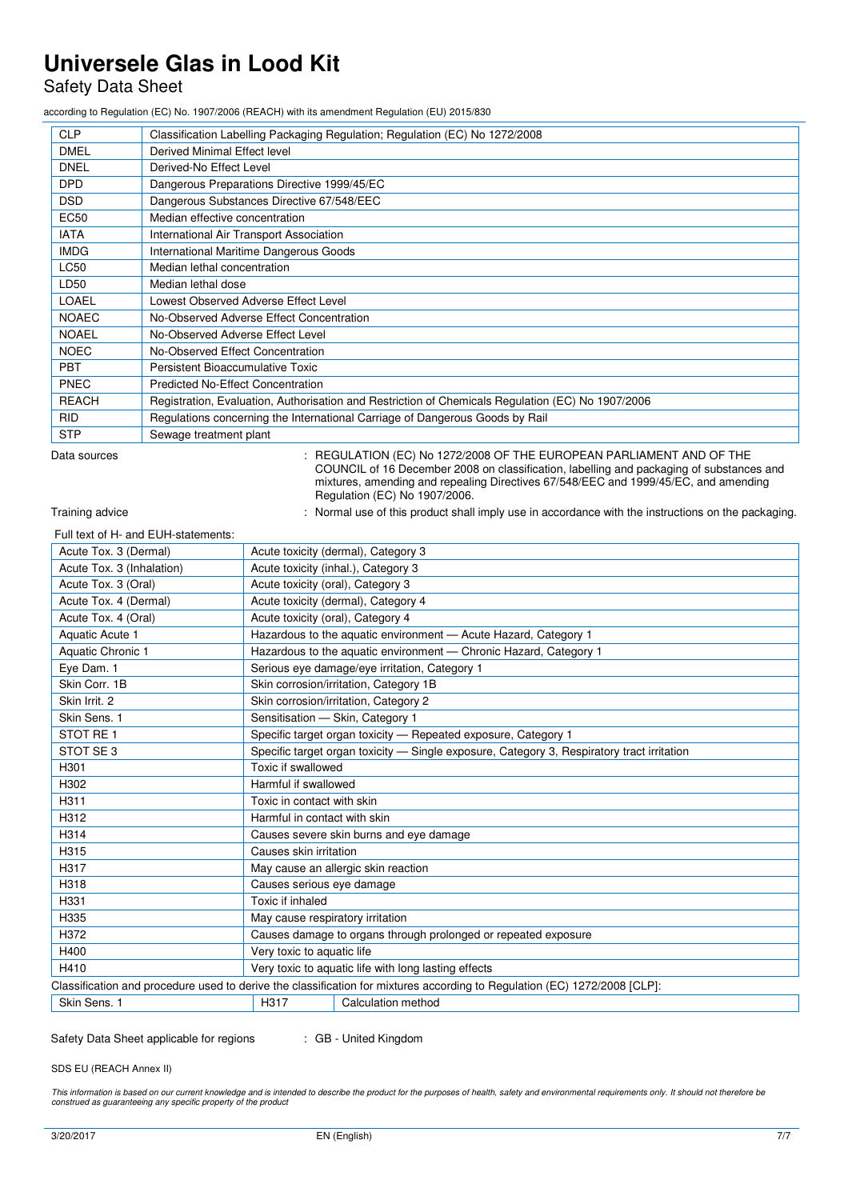| | |
|---|---|
| CLP | Classification Labelling Packaging Regulation; Regulation (EC) No 1272/2008 |
| DMEL | Derived Minimal Effect level |
| DNEL | Derived-No Effect Level |
| DPD | Dangerous Preparations Directive 1999/45/EC |
| DSD | Dangerous Substances Directive 67/548/EEC |
| EC50 | Median effective concentration |
| IATA | International Air Transport Association |
| IMDG | International Maritime Dangerous Goods |
| LC50 | Median lethal concentration |
| LD50 | Median lethal dose |
| LOAEL | Lowest Observed Adverse Effect Level |
| NOAEC | No-Observed Adverse Effect Concentration |
| NOAEL | No-Observed Adverse Effect Level |
| NOEC | No-Observed Effect Concentration |
| PBT | Persistent Bioaccumulative Toxic |
| PNEC | Predicted No-Effect Concentration |
| REACH | Registration, Evaluation, Authorisation and Restriction of Chemicals Regulation (EC) No 1907/2006 |
| RID | Regulations concerning the International Carriage of Dangerous Goods by Rail |
| STP | Sewage treatment plant |

Data sources : REGULATION (EC) No 1272/2008 OF THE EUROPEAN PARLIAMENT AND OF THE COUNCIL of 16 December 2008 on classification, labelling and packaging of substances and mixtures, amending and repealing Directives 67/548/EEC and 1999/45/EC, and amending Regulation (EC) No 1907/2006.

Training advice : Normal use of this product shall imply use in accordance with the instructions on the packaging.

Full text of H- and EUH-statements:

| | |
|---|---|
| Acute Tox. 3 (Dermal) | Acute toxicity (dermal), Category 3 |
| Acute Tox. 3 (Inhalation) | Acute toxicity (inhal.), Category 3 |
| Acute Tox. 3 (Oral) | Acute toxicity (oral), Category 3 |
| Acute Tox. 4 (Dermal) | Acute toxicity (dermal), Category 4 |
| Acute Tox. 4 (Oral) | Acute toxicity (oral), Category 4 |
| Aquatic Acute 1 | Hazardous to the aquatic environment — Acute Hazard, Category 1 |
| Aquatic Chronic 1 | Hazardous to the aquatic environment — Chronic Hazard, Category 1 |
| Eye Dam. 1 | Serious eye damage/eye irritation, Category 1 |
| Skin Corr. 1B | Skin corrosion/irritation, Category 1B |
| Skin Irrit. 2 | Skin corrosion/irritation, Category 2 |
| Skin Sens. 1 | Sensitisation — Skin, Category 1 |
| STOT RE 1 | Specific target organ toxicity — Repeated exposure, Category 1 |
| STOT SE 3 | Specific target organ toxicity — Single exposure, Category 3, Respiratory tract irritation |
| H301 | Toxic if swallowed |
| H302 | Harmful if swallowed |
| H311 | Toxic in contact with skin |
| H312 | Harmful in contact with skin |
| H314 | Causes severe skin burns and eye damage |
| H315 | Causes skin irritation |
| H317 | May cause an allergic skin reaction |
| H318 | Causes serious eye damage |
| H331 | Toxic if inhaled |
| H335 | May cause respiratory irritation |
| H372 | Causes damage to organs through prolonged or repeated exposure |
| H400 | Very toxic to aquatic life |
| H410 | Very toxic to aquatic life with long lasting effects |

Classification and procedure used to derive the classification for mixtures according to Regulation (EC) 1272/2008 [CLP]:

| | | |
|---|---|---|
| Skin Sens. 1 | H317 | Calculation method |

Safety Data Sheet applicable for regions : GB - United Kingdom

SDS EU (REACH Annex II)

*This information is based on our current knowledge and is intended to describe the product for the purposes of health, safety and environmental requirements only. It should not therefore be construed as guaranteeing any specific property of the product*